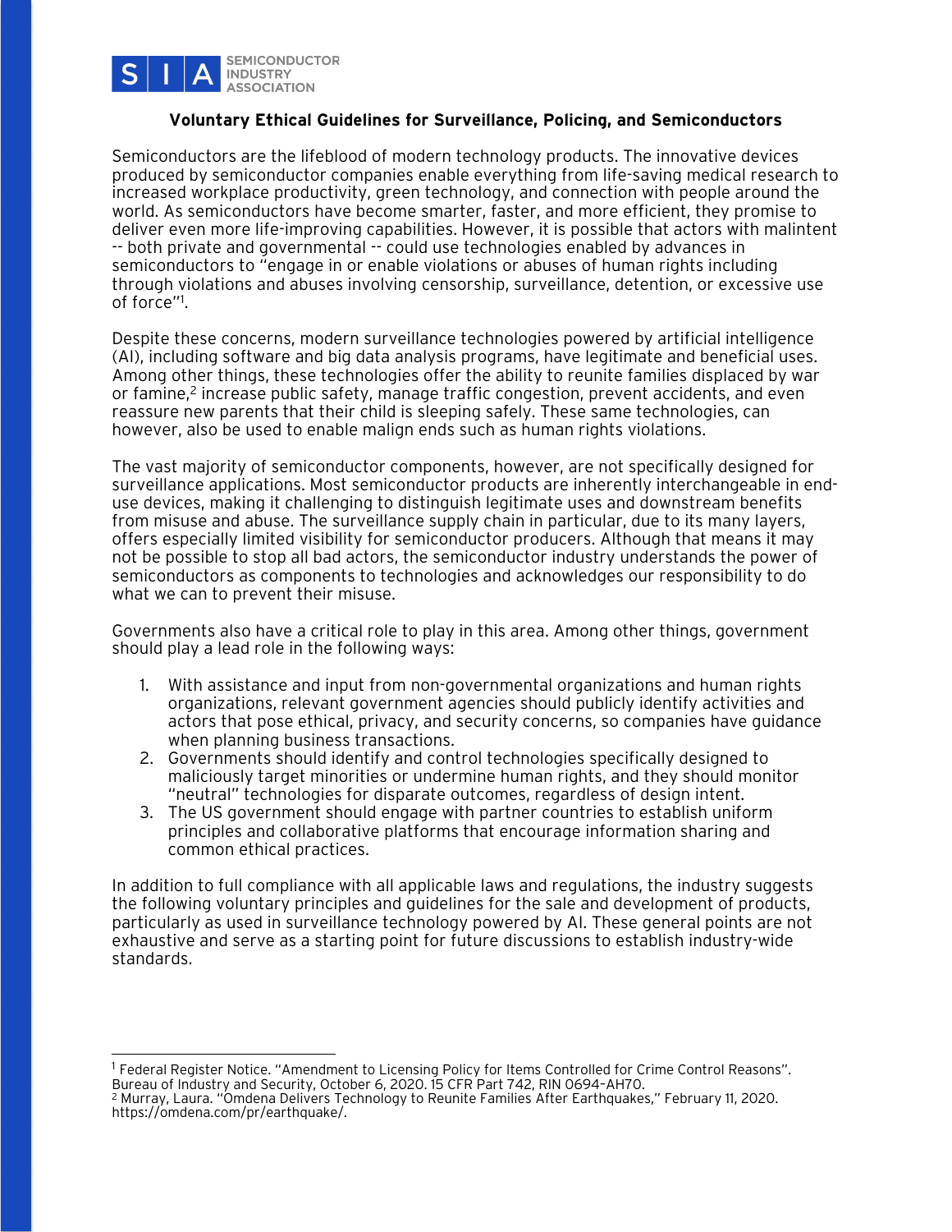SEMICONDUCTOR INDUSTRY ASSOCIATION

**Voluntary Ethical Guidelines for Surveillance, Policing, and Semiconductors**

Semiconductors are the lifeblood of modern technology products. The innovative devices produced by semiconductor companies enable everything from life-saving medical research to increased workplace productivity, green technology, and connection with people around the world. As semiconductors have become smarter, faster, and more efficient, they promise to deliver even more life-improving capabilities. However, it is possible that actors with malintent -- both private and governmental -- could use technologies enabled by advances in semiconductors to "engage in or enable violations or abuses of human rights including through violations and abuses involving censorship, surveillance, detention, or excessive use of force"[1].

Despite these concerns, modern surveillance technologies powered by artificial intelligence (AI), including software and big data analysis programs, have legitimate and beneficial uses. Among other things, these technologies offer the ability to reunite families displaced by war or famine,[2] increase public safety, manage traffic congestion, prevent accidents, and even reassure new parents that their child is sleeping safely. These same technologies, can however, also be used to enable malign ends such as human rights violations.

The vast majority of semiconductor components, however, are not specifically designed for surveillance applications. Most semiconductor products are inherently interchangeable in end-use devices, making it challenging to distinguish legitimate uses and downstream benefits from misuse and abuse. The surveillance supply chain in particular, due to its many layers, offers especially limited visibility for semiconductor producers. Although that means it may not be possible to stop all bad actors, the semiconductor industry understands the power of semiconductors as components to technologies and acknowledges our responsibility to do what we can to prevent their misuse.

Governments also have a critical role to play in this area. Among other things, government should play a lead role in the following ways:

1. With assistance and input from non-governmental organizations and human rights organizations, relevant government agencies should publicly identify activities and actors that pose ethical, privacy, and security concerns, so companies have guidance when planning business transactions.
2. Governments should identify and control technologies specifically designed to maliciously target minorities or undermine human rights, and they should monitor "neutral" technologies for disparate outcomes, regardless of design intent.
3. The US government should engage with partner countries to establish uniform principles and collaborative platforms that encourage information sharing and common ethical practices.

In addition to full compliance with all applicable laws and regulations, the industry suggests the following voluntary principles and guidelines for the sale and development of products, particularly as used in surveillance technology powered by AI. These general points are not exhaustive and serve as a starting point for future discussions to establish industry-wide standards.

---

[1] Federal Register Notice. "Amendment to Licensing Policy for Items Controlled for Crime Control Reasons". Bureau of Industry and Security, October 6, 2020. 15 CFR Part 742, RIN 0694–AH70.

[2] Murray, Laura. "Omdena Delivers Technology to Reunite Families After Earthquakes," February 11, 2020. https://omdena.com/pr/earthquake/.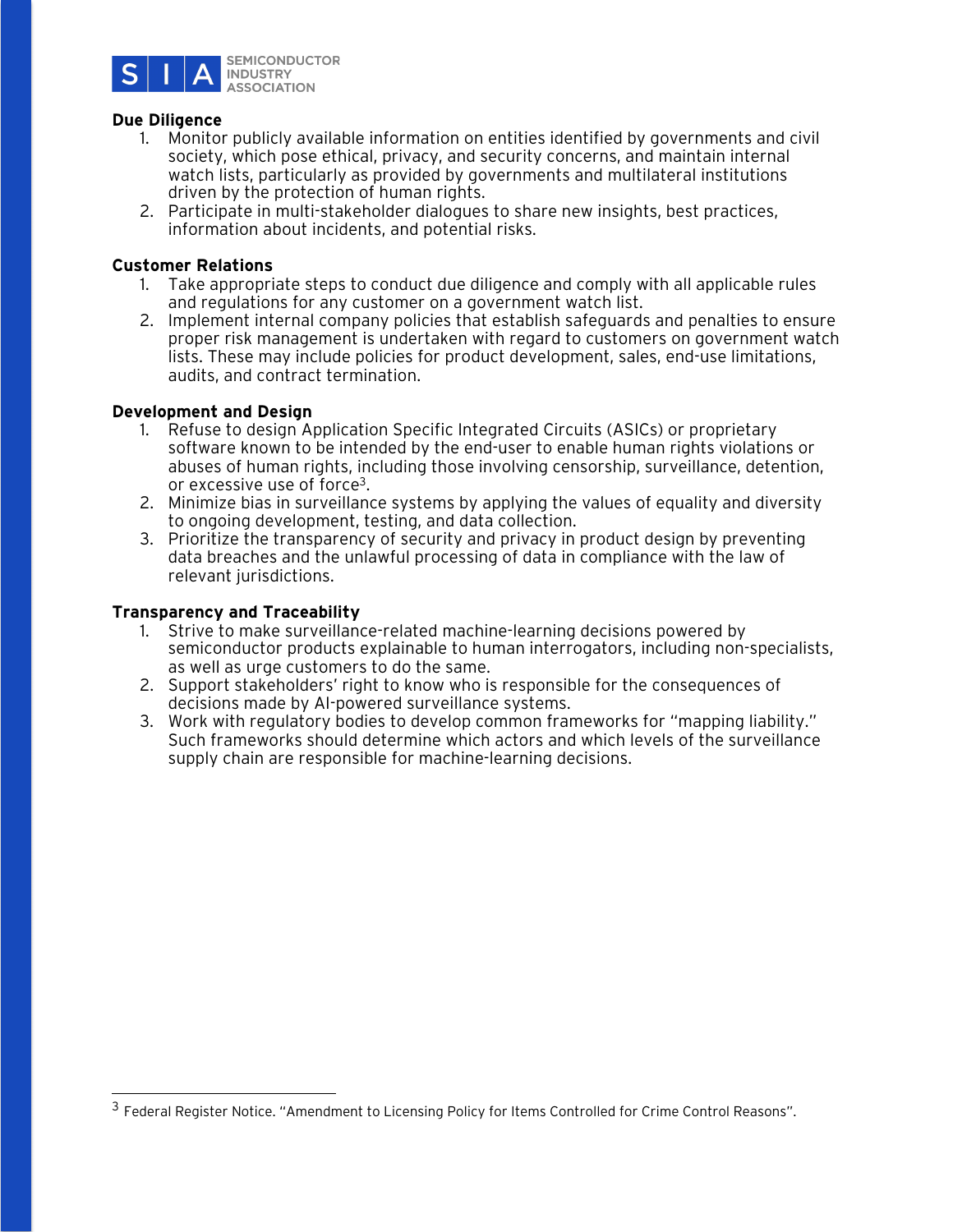### Due Diligence

1. Monitor publicly available information on entities identified by governments and civil society, which pose ethical, privacy, and security concerns, and maintain internal watch lists, particularly as provided by governments and multilateral institutions driven by the protection of human rights.
2. Participate in multi-stakeholder dialogues to share new insights, best practices, information about incidents, and potential risks.

### Customer Relations

1. Take appropriate steps to conduct due diligence and comply with all applicable rules and regulations for any customer on a government watch list.
2. Implement internal company policies that establish safeguards and penalties to ensure proper risk management is undertaken with regard to customers on government watch lists. These may include policies for product development, sales, end-use limitations, audits, and contract termination.

### Development and Design

1. Refuse to design Application Specific Integrated Circuits (ASICs) or proprietary software known to be intended by the end-user to enable human rights violations or abuses of human rights, including those involving censorship, surveillance, detention, or excessive use of force[3].
2. Minimize bias in surveillance systems by applying the values of equality and diversity to ongoing development, testing, and data collection.
3. Prioritize the transparency of security and privacy in product design by preventing data breaches and the unlawful processing of data in compliance with the law of relevant jurisdictions.

### Transparency and Traceability

1. Strive to make surveillance-related machine-learning decisions powered by semiconductor products explainable to human interrogators, including non-specialists, as well as urge customers to do the same.
2. Support stakeholders' right to know who is responsible for the consequences of decisions made by AI-powered surveillance systems.
3. Work with regulatory bodies to develop common frameworks for "mapping liability." Such frameworks should determine which actors and which levels of the surveillance supply chain are responsible for machine-learning decisions.

---

[3] Federal Register Notice. "Amendment to Licensing Policy for Items Controlled for Crime Control Reasons".